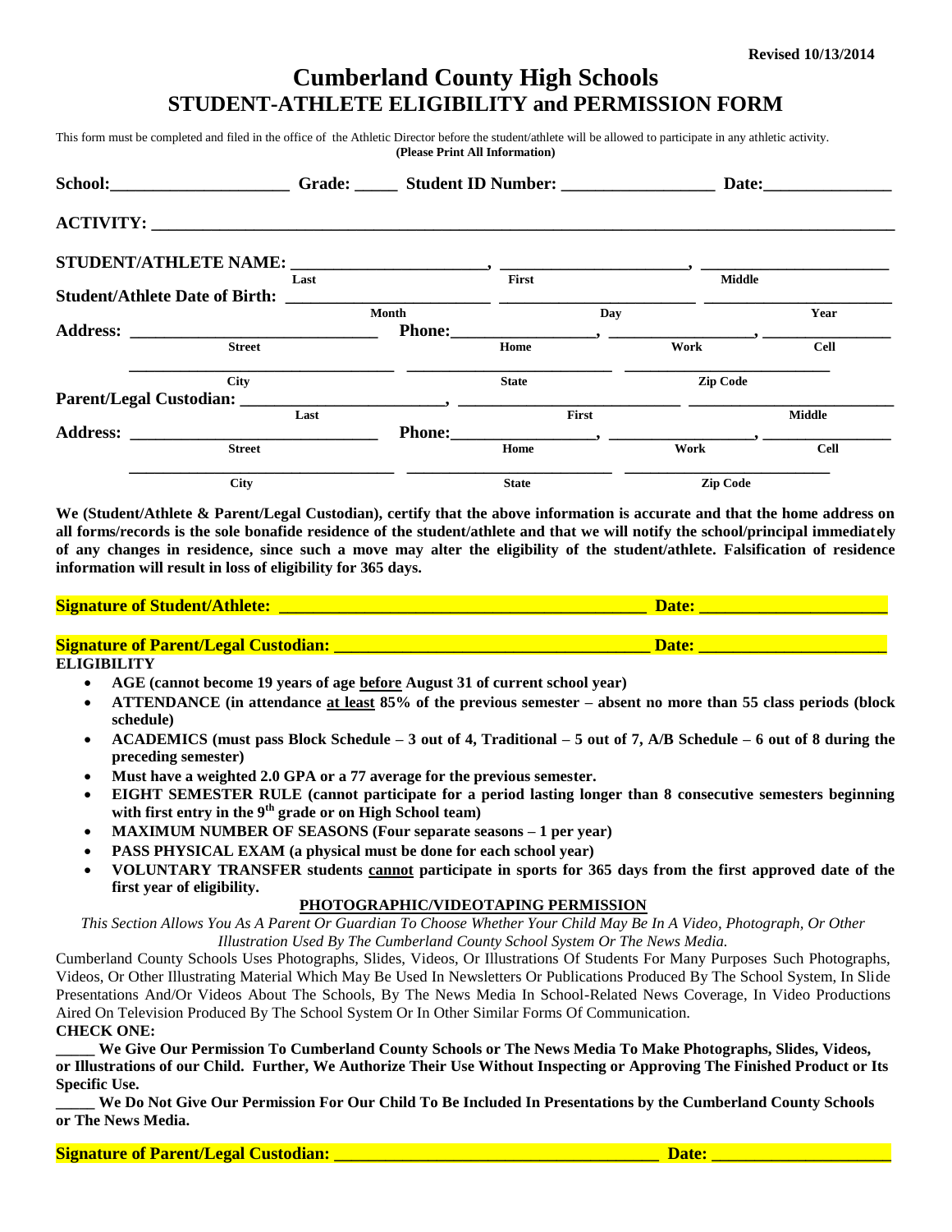Revised 10/13/2014

# Cumberland County High Schools
## STUDENT-ATHLETE ELIGIBILITY and PERMISSION FORM

This form must be completed and filed in the office of the Athletic Director before the student/athlete will be allowed to participate in any athletic activity.
**(Please Print All Information)**

**School:**_____________________ **Grade:** _____ **Student ID Number:** __________________ **Date:**_______________

**ACTIVITY:** ________________________________________________________________________________

**STUDENT/ATHLETE NAME:** _______________________, _______________________, _______________________
Last First Middle

**Student/Athlete Date of Birth:** _______________________ _______________________ _______________________
Month Day Year

**Address:** ______________________________ **Phone:**_________________, _________________, _________________
Street Home Work Cell

______________________________ _______________________ _______________________
City State Zip Code

**Parent/Legal Custodian:** _______________________, _______________________ _______________________
Last First Middle

**Address:** ______________________________ **Phone:**_________________, _________________, _________________
Street Home Work Cell

______________________________ _______________________ _______________________
City State Zip Code

**We (Student/Athlete & Parent/Legal Custodian), certify that the above information is accurate and that the home address on all forms/records is the sole bonafide residence of the student/athlete and that we will notify the school/principal immediately of any changes in residence, since such a move may alter the eligibility of the student/athlete. Falsification of residence information will result in loss of eligibility for 365 days.**

**Signature of Student/Athlete:** ___________________________________________ **Date:** _____________________

**Signature of Parent/Legal Custodian:** ____________________________________ **Date:** _____________________

**ELIGIBILITY**

- **AGE (cannot become 19 years of age before August 31 of current school year)**
- **ATTENDANCE (in attendance at least 85% of the previous semester – absent no more than 55 class periods (block schedule)**
- **ACADEMICS (must pass Block Schedule – 3 out of 4, Traditional – 5 out of 7, A/B Schedule – 6 out of 8 during the preceding semester)**
- **Must have a weighted 2.0 GPA or a 77 average for the previous semester.**
- **EIGHT SEMESTER RULE (cannot participate for a period lasting longer than 8 consecutive semesters beginning with first entry in the 9th grade or on High School team)**
- **MAXIMUM NUMBER OF SEASONS (Four separate seasons – 1 per year)**
- **PASS PHYSICAL EXAM (a physical must be done for each school year)**
- **VOLUNTARY TRANSFER students cannot participate in sports for 365 days from the first approved date of the first year of eligibility.**

**PHOTOGRAPHIC/VIDEOTAPING PERMISSION**

*This Section Allows You As A Parent Or Guardian To Choose Whether Your Child May Be In A Video, Photograph, Or Other Illustration Used By The Cumberland County School System Or The News Media.*

Cumberland County Schools Uses Photographs, Slides, Videos, Or Illustrations Of Students For Many Purposes Such Photographs, Videos, Or Other Illustrating Material Which May Be Used In Newsletters Or Publications Produced By The School System, In Slide Presentations And/Or Videos About The Schools, By The News Media In School-Related News Coverage, In Video Productions Aired On Television Produced By The School System Or In Other Similar Forms Of Communication.

**CHECK ONE:**

**_____ We Give Our Permission To Cumberland County Schools or The News Media To Make Photographs, Slides, Videos, or Illustrations of our Child. Further, We Authorize Their Use Without Inspecting or Approving The Finished Product or Its Specific Use.**

**_____ We Do Not Give Our Permission For Our Child To Be Included In Presentations by the Cumberland County Schools or The News Media.**

**Signature of Parent/Legal Custodian:** ______________________________________ **Date:** _____________________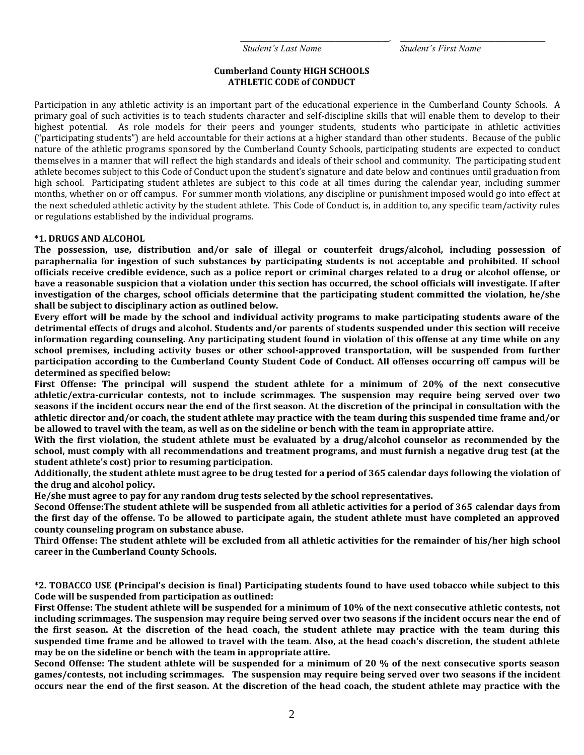_______________________________, _______________________________
*Student's Last Name* *Student's First Name*

**Cumberland County HIGH SCHOOLS**
**ATHLETIC CODE of CONDUCT**

Participation in any athletic activity is an important part of the educational experience in the Cumberland County Schools. A primary goal of such activities is to teach students character and self-discipline skills that will enable them to develop to their highest potential. As role models for their peers and younger students, students who participate in athletic activities ("participating students") are held accountable for their actions at a higher standard than other students. Because of the public nature of the athletic programs sponsored by the Cumberland County Schools, participating students are expected to conduct themselves in a manner that will reflect the high standards and ideals of their school and community. The participating student athlete becomes subject to this Code of Conduct upon the student's signature and date below and continues until graduation from high school. Participating student athletes are subject to this code at all times during the calendar year, including summer months, whether on or off campus. For summer month violations, any discipline or punishment imposed would go into effect at the next scheduled athletic activity by the student athlete. This Code of Conduct is, in addition to, any specific team/activity rules or regulations established by the individual programs.

**\*1. DRUGS AND ALCOHOL**

**The possession, use, distribution and/or sale of illegal or counterfeit drugs/alcohol, including possession of paraphernalia for ingestion of such substances by participating students is not acceptable and prohibited. If school officials receive credible evidence, such as a police report or criminal charges related to a drug or alcohol offense, or have a reasonable suspicion that a violation under this section has occurred, the school officials will investigate. If after investigation of the charges, school officials determine that the participating student committed the violation, he/she shall be subject to disciplinary action as outlined below.**

**Every effort will be made by the school and individual activity programs to make participating students aware of the detrimental effects of drugs and alcohol. Students and/or parents of students suspended under this section will receive information regarding counseling. Any participating student found in violation of this offense at any time while on any school premises, including activity buses or other school-approved transportation, will be suspended from further participation according to the Cumberland County Student Code of Conduct. All offenses occurring off campus will be determined as specified below:**

**First Offense: The principal will suspend the student athlete for a minimum of 20% of the next consecutive athletic/extra-curricular contests, not to include scrimmages. The suspension may require being served over two seasons if the incident occurs near the end of the first season. At the discretion of the principal in consultation with the athletic director and/or coach, the student athlete may practice with the team during this suspended time frame and/or be allowed to travel with the team, as well as on the sideline or bench with the team in appropriate attire.**

**With the first violation, the student athlete must be evaluated by a drug/alcohol counselor as recommended by the school, must comply with all recommendations and treatment programs, and must furnish a negative drug test (at the student athlete's cost) prior to resuming participation.**

**Additionally, the student athlete must agree to be drug tested for a period of 365 calendar days following the violation of the drug and alcohol policy.**

**He/she must agree to pay for any random drug tests selected by the school representatives.**

**Second Offense:The student athlete will be suspended from all athletic activities for a period of 365 calendar days from the first day of the offense. To be allowed to participate again, the student athlete must have completed an approved county counseling program on substance abuse.**

**Third Offense: The student athlete will be excluded from all athletic activities for the remainder of his/her high school career in the Cumberland County Schools.**

**\*2. TOBACCO USE (Principal's decision is final) Participating students found to have used tobacco while subject to this Code will be suspended from participation as outlined:**

**First Offense: The student athlete will be suspended for a minimum of 10% of the next consecutive athletic contests, not including scrimmages. The suspension may require being served over two seasons if the incident occurs near the end of the first season. At the discretion of the head coach, the student athlete may practice with the team during this suspended time frame and be allowed to travel with the team. Also, at the head coach's discretion, the student athlete may be on the sideline or bench with the team in appropriate attire.**

**Second Offense: The student athlete will be suspended for a minimum of 20 % of the next consecutive sports season games/contests, not including scrimmages. The suspension may require being served over two seasons if the incident occurs near the end of the first season. At the discretion of the head coach, the student athlete may practice with the**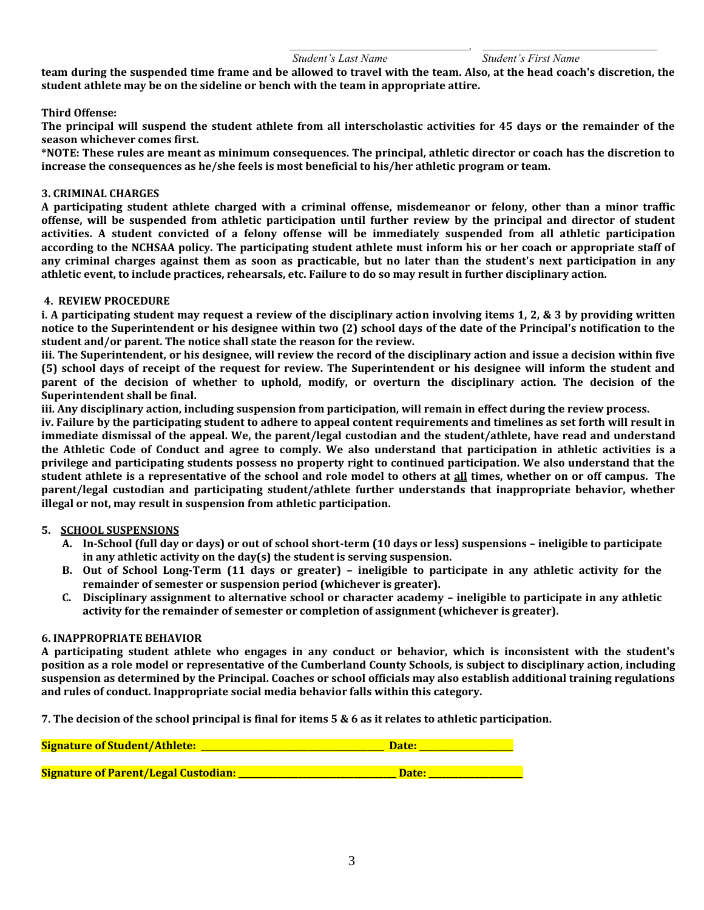_______________________________, _______________________________
*Student's Last Name* *Student's First Name*

**team during the suspended time frame and be allowed to travel with the team. Also, at the head coach's discretion, the student athlete may be on the sideline or bench with the team in appropriate attire.**

**Third Offense:**

**The principal will suspend the student athlete from all interscholastic activities for 45 days or the remainder of the season whichever comes first.**

***NOTE: These rules are meant as minimum consequences. The principal, athletic director or coach has the discretion to increase the consequences as he/she feels is most beneficial to his/her athletic program or team.**

**3. CRIMINAL CHARGES**

**A participating student athlete charged with a criminal offense, misdemeanor or felony, other than a minor traffic offense, will be suspended from athletic participation until further review by the principal and director of student activities. A student convicted of a felony offense will be immediately suspended from all athletic participation according to the NCHSAA policy. The participating student athlete must inform his or her coach or appropriate staff of any criminal charges against them as soon as practicable, but no later than the student's next participation in any athletic event, to include practices, rehearsals, etc. Failure to do so may result in further disciplinary action.**

**4. REVIEW PROCEDURE**

**i. A participating student may request a review of the disciplinary action involving items 1, 2, & 3 by providing written notice to the Superintendent or his designee within two (2) school days of the date of the Principal's notification to the student and/or parent. The notice shall state the reason for the review.**

**iii. The Superintendent, or his designee, will review the record of the disciplinary action and issue a decision within five (5) school days of receipt of the request for review. The Superintendent or his designee will inform the student and parent of the decision of whether to uphold, modify, or overturn the disciplinary action. The decision of the Superintendent shall be final.**

**iii. Any disciplinary action, including suspension from participation, will remain in effect during the review process.**

**iv. Failure by the participating student to adhere to appeal content requirements and timelines as set forth will result in immediate dismissal of the appeal. We, the parent/legal custodian and the student/athlete, have read and understand the Athletic Code of Conduct and agree to comply. We also understand that participation in athletic activities is a privilege and participating students possess no property right to continued participation. We also understand that the student athlete is a representative of the school and role model to others at <u>all</u> times, whether on or off campus. The parent/legal custodian and participating student/athlete further understands that inappropriate behavior, whether illegal or not, may result in suspension from athletic participation.**

**5. <u>SCHOOL SUSPENSIONS</u>**

A. **In-School (full day or days) or out of school short-term (10 days or less) suspensions – ineligible to participate in any athletic activity on the day(s) the student is serving suspension.**
B. **Out of School Long-Term (11 days or greater) – ineligible to participate in any athletic activity for the remainder of semester or suspension period (whichever is greater).**
C. **Disciplinary assignment to alternative school or character academy – ineligible to participate in any athletic activity for the remainder of semester or completion of assignment (whichever is greater).**

**6. INAPPROPRIATE BEHAVIOR**

**A participating student athlete who engages in any conduct or behavior, which is inconsistent with the student's position as a role model or representative of the Cumberland County Schools, is subject to disciplinary action, including suspension as determined by the Principal. Coaches or school officials may also establish additional training regulations and rules of conduct. Inappropriate social media behavior falls within this category.**

**7. The decision of the school principal is final for items 5 & 6 as it relates to athletic participation.**

**Signature of Student/Athlete: _______________________________ Date: _______________**

**Signature of Parent/Legal Custodian: ___________________________ Date: _______________**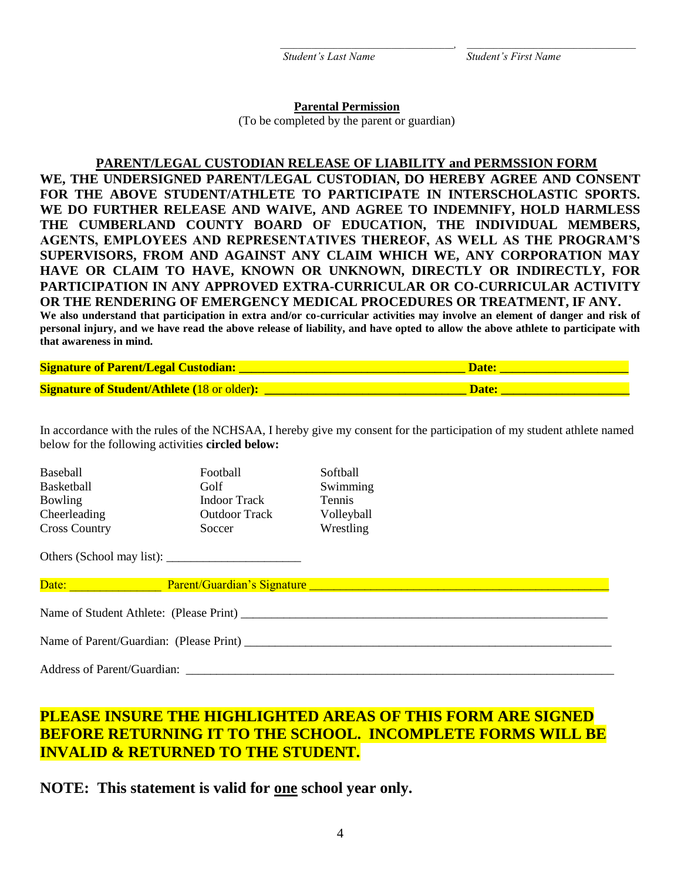_____________________________, _____________________________

*Student's Last Name* *Student's First Name*

**Parental Permission**

(To be completed by the parent or guardian)

**PARENT/LEGAL CUSTODIAN RELEASE OF LIABILITY and PERMSSION FORM**

**WE, THE UNDERSIGNED PARENT/LEGAL CUSTODIAN, DO HEREBY AGREE AND CONSENT FOR THE ABOVE STUDENT/ATHLETE TO PARTICIPATE IN INTERSCHOLASTIC SPORTS. WE DO FURTHER RELEASE AND WAIVE, AND AGREE TO INDEMNIFY, HOLD HARMLESS THE CUMBERLAND COUNTY BOARD OF EDUCATION, THE INDIVIDUAL MEMBERS, AGENTS, EMPLOYEES AND REPRESENTATIVES THEREOF, AS WELL AS THE PROGRAM'S SUPERVISORS, FROM AND AGAINST ANY CLAIM WHICH WE, ANY CORPORATION MAY HAVE OR CLAIM TO HAVE, KNOWN OR UNKNOWN, DIRECTLY OR INDIRECTLY, FOR PARTICIPATION IN ANY APPROVED EXTRA-CURRICULAR OR CO-CURRICULAR ACTIVITY OR THE RENDERING OF EMERGENCY MEDICAL PROCEDURES OR TREATMENT, IF ANY.**

**We also understand that participation in extra and/or co-curricular activities may involve an element of danger and risk of personal injury, and we have read the above release of liability, and have opted to allow the above athlete to participate with that awareness in mind.**

**Signature of Parent/Legal Custodian: ____________________________________ Date: ____________________**

**Signature of Student/Athlete (**18 or older**): ________________________________ Date: ____________________**

In accordance with the rules of the NCHSAA, I hereby give my consent for the participation of my student athlete named below for the following activities **circled below:**

| | | |
|---|---|---|
| Baseball | Football | Softball |
| Basketball | Golf | Swimming |
| Bowling | Indoor Track | Tennis |
| Cheerleading | Outdoor Track | Volleyball |
| Cross Country | Soccer | Wrestling |

Others (School may list): ______________________

Date: _______________ Parent/Guardian's Signature __________________________________________________

Name of Student Athlete: (Please Print) _______________________________________________________________

Name of Parent/Guardian: (Please Print) _______________________________________________________________

Address of Parent/Guardian: __________________________________________________________________________

## PLEASE INSURE THE HIGHLIGHTED AREAS OF THIS FORM ARE SIGNED BEFORE RETURNING IT TO THE SCHOOL. INCOMPLETE FORMS WILL BE INVALID & RETURNED TO THE STUDENT.

**NOTE: This statement is valid for one school year only.**